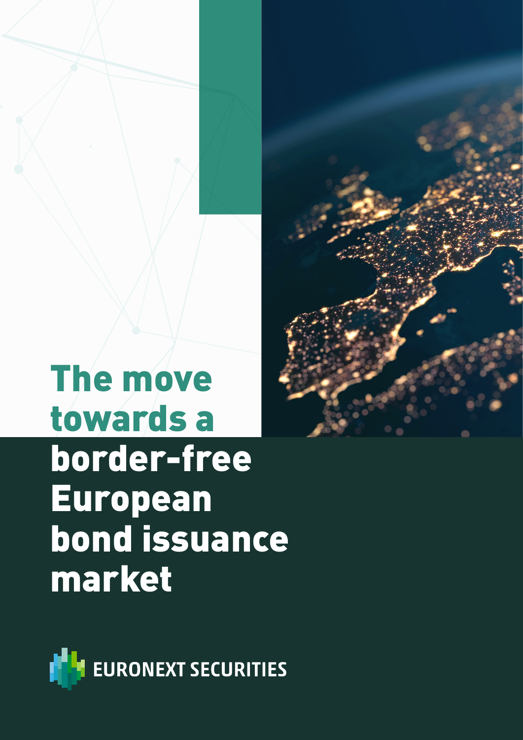# The move towards a border-free European bond issuance market

EURONEXT SECURITIES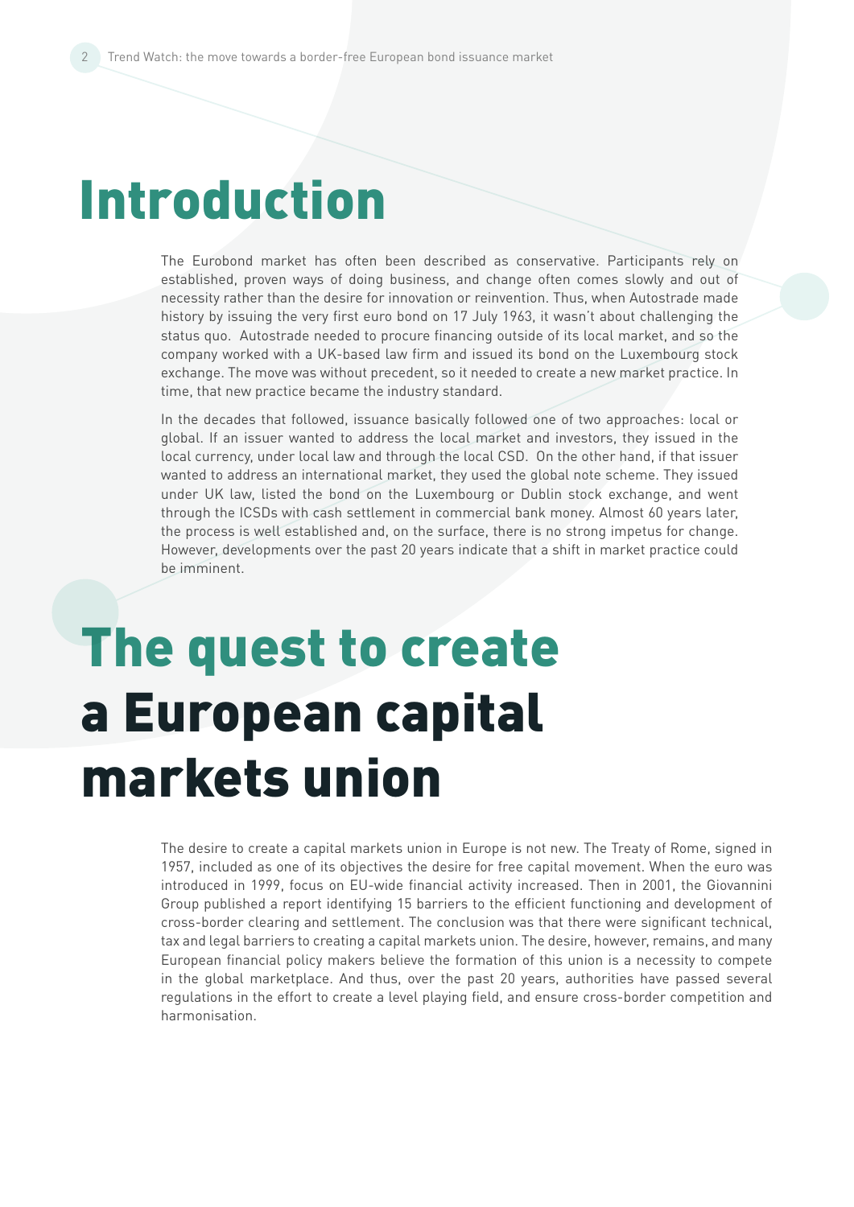# Introduction

The Eurobond market has often been described as conservative. Participants rely on established, proven ways of doing business, and change often comes slowly and out of necessity rather than the desire for innovation or reinvention. Thus, when Autostrade made history by issuing the very first euro bond on 17 July 1963, it wasn't about challenging the status quo. Autostrade needed to procure financing outside of its local market, and so the company worked with a UK-based law firm and issued its bond on the Luxembourg stock exchange. The move was without precedent, so it needed to create a new market practice. In time, that new practice became the industry standard.

In the decades that followed, issuance basically followed one of two approaches: local or global. If an issuer wanted to address the local market and investors, they issued in the local currency, under local law and through the local CSD. On the other hand, if that issuer wanted to address an international market, they used the global note scheme. They issued under UK law, listed the bond on the Luxembourg or Dublin stock exchange, and went through the ICSDs with cash settlement in commercial bank money. Almost 60 years later, the process is well established and, on the surface, there is no strong impetus for change. However, developments over the past 20 years indicate that a shift in market practice could be imminent.

# The quest to create a European capital markets union

The desire to create a capital markets union in Europe is not new. The Treaty of Rome, signed in 1957, included as one of its objectives the desire for free capital movement. When the euro was introduced in 1999, focus on EU-wide financial activity increased. Then in 2001, the Giovannini Group published a report identifying 15 barriers to the efficient functioning and development of cross-border clearing and settlement. The conclusion was that there were significant technical, tax and legal barriers to creating a capital markets union. The desire, however, remains, and many European financial policy makers believe the formation of this union is a necessity to compete in the global marketplace. And thus, over the past 20 years, authorities have passed several regulations in the effort to create a level playing field, and ensure cross-border competition and harmonisation.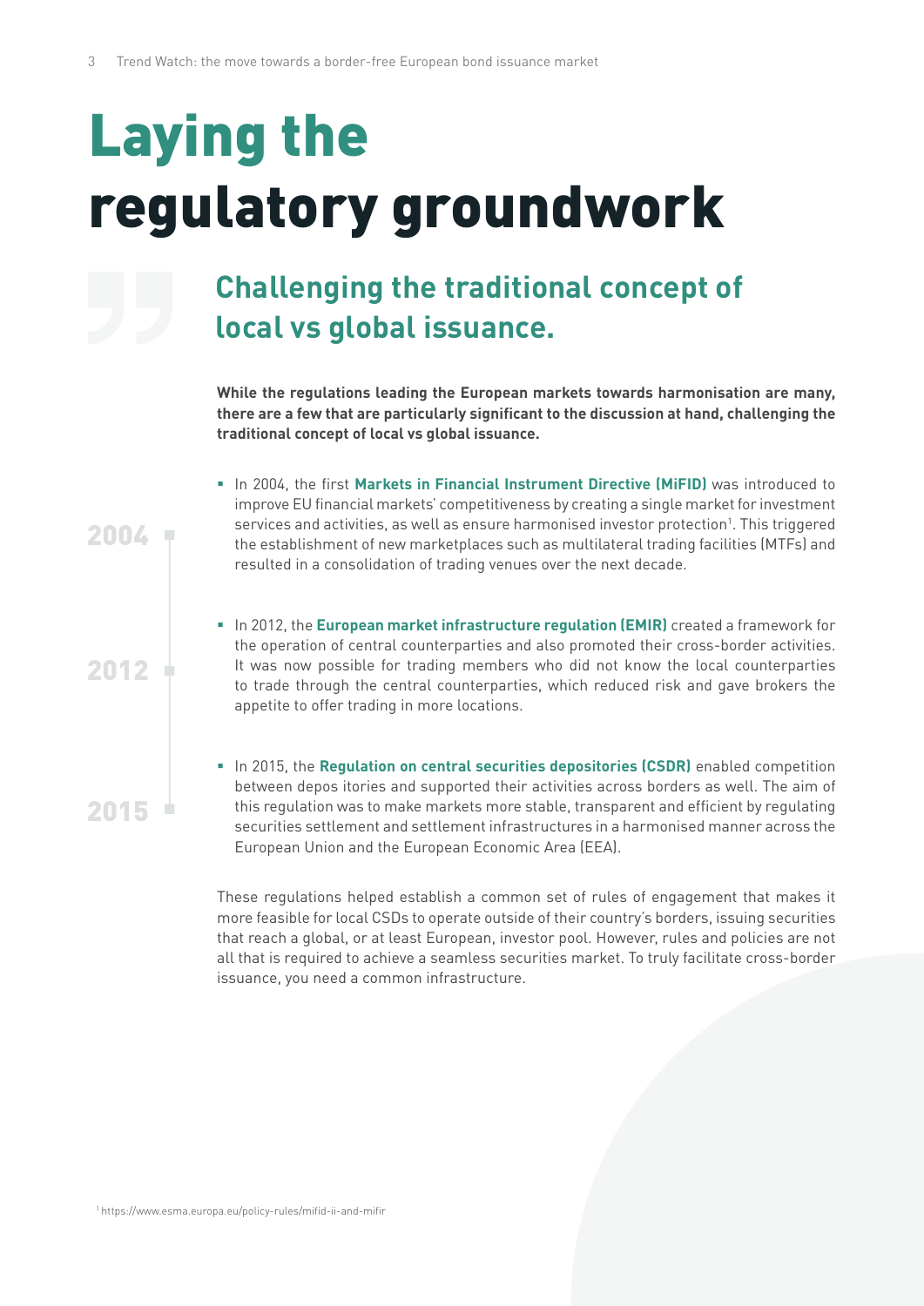# Laying the regulatory groundwork

## Challenging the traditional concept of local vs global issuance.

**While the regulations leading the European markets towards harmonisation are many, there are a few that are particularly significant to the discussion at hand, challenging the traditional concept of local vs global issuance.**

2004

- In 2004, the first **Markets in Financial Instrument Directive (MiFID)** was introduced to improve EU financial markets' competitiveness by creating a single market for investment services and activities, as well as ensure harmonised investor protection[1]. This triggered the establishment of new marketplaces such as multilateral trading facilities (MTFs) and resulted in a consolidation of trading venues over the next decade.

2012

- In 2012, the **European market infrastructure regulation (EMIR)** created a framework for the operation of central counterparties and also promoted their cross-border activities. It was now possible for trading members who did not know the local counterparties to trade through the central counterparties, which reduced risk and gave brokers the appetite to offer trading in more locations.

2015

- In 2015, the **Regulation on central securities depositories (CSDR)** enabled competition between depos itories and supported their activities across borders as well. The aim of this regulation was to make markets more stable, transparent and efficient by regulating securities settlement and settlement infrastructures in a harmonised manner across the European Union and the European Economic Area (EEA).

These regulations helped establish a common set of rules of engagement that makes it more feasible for local CSDs to operate outside of their country's borders, issuing securities that reach a global, or at least European, investor pool. However, rules and policies are not all that is required to achieve a seamless securities market. To truly facilitate cross-border issuance, you need a common infrastructure.

[1] https://www.esma.europa.eu/policy-rules/mifid-ii-and-mifir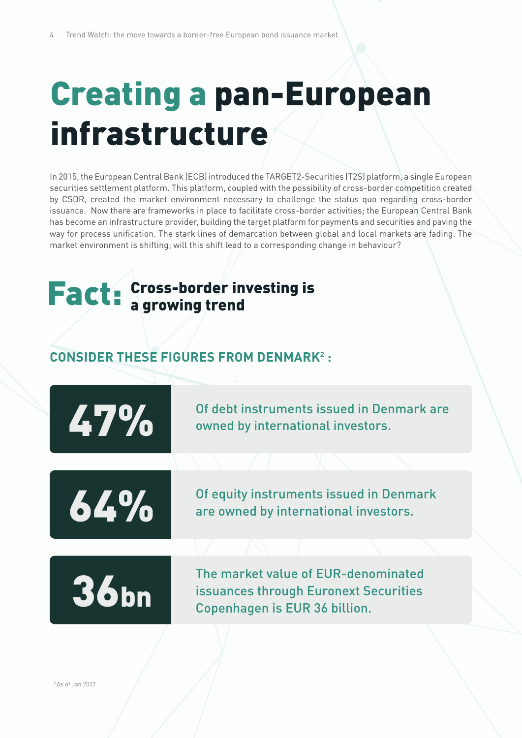# Creating a pan-European infrastructure

In 2015, the European Central Bank (ECB) introduced the TARGET2-Securities (T2S) platform, a single European securities settlement platform. This platform, coupled with the possibility of cross-border competition created by CSDR, created the market environment necessary to challenge the status quo regarding cross-border issuance. Now there are frameworks in place to facilitate cross-border activities; the European Central Bank has become an infrastructure provider, building the target platform for payments and securities and paving the way for process unification. The stark lines of demarcation between global and local markets are fading. The market environment is shifting; will this shift lead to a corresponding change in behaviour?

## Fact: Cross-border investing is a growing trend

### CONSIDER THESE FIGURES FROM DENMARK[2] :

**47%** Of debt instruments issued in Denmark are owned by international investors.

**64%** Of equity instruments issued in Denmark are owned by international investors.

**36bn** The market value of EUR-denominated issuances through Euronext Securities Copenhagen is EUR 36 billion.

[2] As of Jan 2022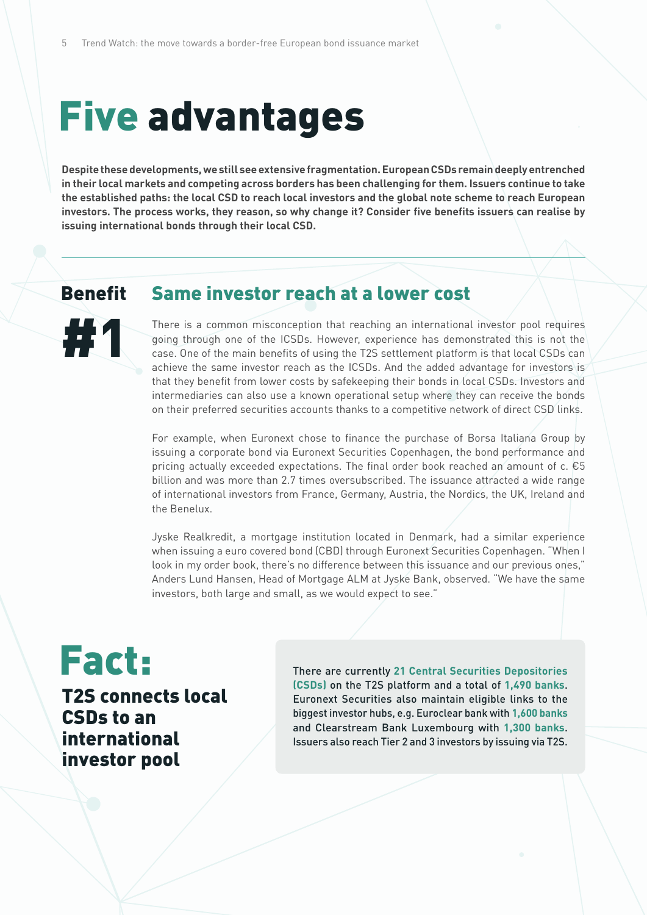# Five advantages

**Despite these developments, we still see extensive fragmentation. European CSDs remain deeply entrenched in their local markets and competing across borders has been challenging for them. Issuers continue to take the established paths: the local CSD to reach local investors and the global note scheme to reach European investors. The process works, they reason, so why change it? Consider five benefits issuers can realise by issuing international bonds through their local CSD.**

## Benefit #1 Same investor reach at a lower cost

There is a common misconception that reaching an international investor pool requires going through one of the ICSDs. However, experience has demonstrated this is not the case. One of the main benefits of using the T2S settlement platform is that local CSDs can achieve the same investor reach as the ICSDs. And the added advantage for investors is that they benefit from lower costs by safekeeping their bonds in local CSDs. Investors and intermediaries can also use a known operational setup where they can receive the bonds on their preferred securities accounts thanks to a competitive network of direct CSD links.

For example, when Euronext chose to finance the purchase of Borsa Italiana Group by issuing a corporate bond via Euronext Securities Copenhagen, the bond performance and pricing actually exceeded expectations. The final order book reached an amount of c. €5 billion and was more than 2.7 times oversubscribed. The issuance attracted a wide range of international investors from France, Germany, Austria, the Nordics, the UK, Ireland and the Benelux.

Jyske Realkredit, a mortgage institution located in Denmark, had a similar experience when issuing a euro covered bond (CBD) through Euronext Securities Copenhagen. "When I look in my order book, there's no difference between this issuance and our previous ones," Anders Lund Hansen, Head of Mortgage ALM at Jyske Bank, observed. "We have the same investors, both large and small, as we would expect to see."

## Fact:

### T2S connects local CSDs to an international investor pool

There are currently **21 Central Securities Depositories (CSDs)** on the T2S platform and a total of **1,490 banks**. Euronext Securities also maintain eligible links to the biggest investor hubs, e.g. Euroclear bank with **1,600 banks** and Clearstream Bank Luxembourg with **1,300 banks**. Issuers also reach Tier 2 and 3 investors by issuing via T2S.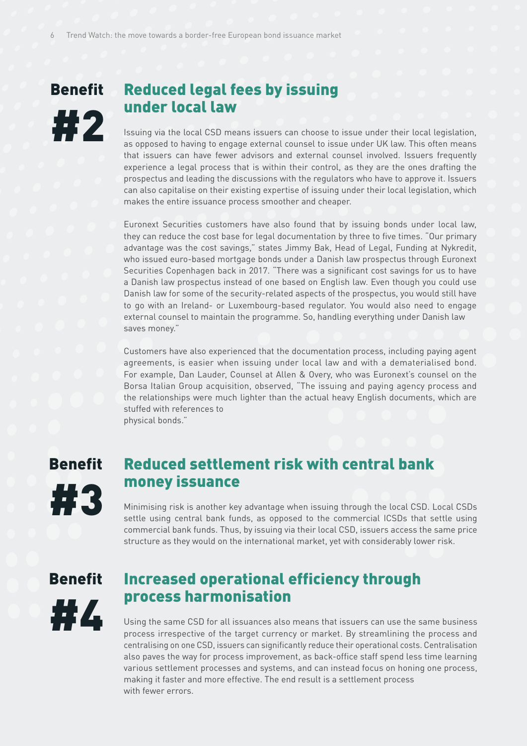## Benefit #2 Reduced legal fees by issuing under local law

Issuing via the local CSD means issuers can choose to issue under their local legislation, as opposed to having to engage external counsel to issue under UK law. This often means that issuers can have fewer advisors and external counsel involved. Issuers frequently experience a legal process that is within their control, as they are the ones drafting the prospectus and leading the discussions with the regulators who have to approve it. Issuers can also capitalise on their existing expertise of issuing under their local legislation, which makes the entire issuance process smoother and cheaper.

Euronext Securities customers have also found that by issuing bonds under local law, they can reduce the cost base for legal documentation by three to five times. "Our primary advantage was the cost savings," states Jimmy Bak, Head of Legal, Funding at Nykredit, who issued euro-based mortgage bonds under a Danish law prospectus through Euronext Securities Copenhagen back in 2017. "There was a significant cost savings for us to have a Danish law prospectus instead of one based on English law. Even though you could use Danish law for some of the security-related aspects of the prospectus, you would still have to go with an Ireland- or Luxembourg-based regulator. You would also need to engage external counsel to maintain the programme. So, handling everything under Danish law saves money."

Customers have also experienced that the documentation process, including paying agent agreements, is easier when issuing under local law and with a dematerialised bond. For example, Dan Lauder, Counsel at Allen & Overy, who was Euronext's counsel on the Borsa Italian Group acquisition, observed, "The issuing and paying agency process and the relationships were much lighter than the actual heavy English documents, which are stuffed with references to physical bonds."

## Benefit #3 Reduced settlement risk with central bank money issuance

Minimising risk is another key advantage when issuing through the local CSD. Local CSDs settle using central bank funds, as opposed to the commercial ICSDs that settle using commercial bank funds. Thus, by issuing via their local CSD, issuers access the same price structure as they would on the international market, yet with considerably lower risk.

## Benefit #4 Increased operational efficiency through process harmonisation

Using the same CSD for all issuances also means that issuers can use the same business process irrespective of the target currency or market. By streamlining the process and centralising on one CSD, issuers can significantly reduce their operational costs. Centralisation also paves the way for process improvement, as back-office staff spend less time learning various settlement processes and systems, and can instead focus on honing one process, making it faster and more effective. The end result is a settlement process with fewer errors.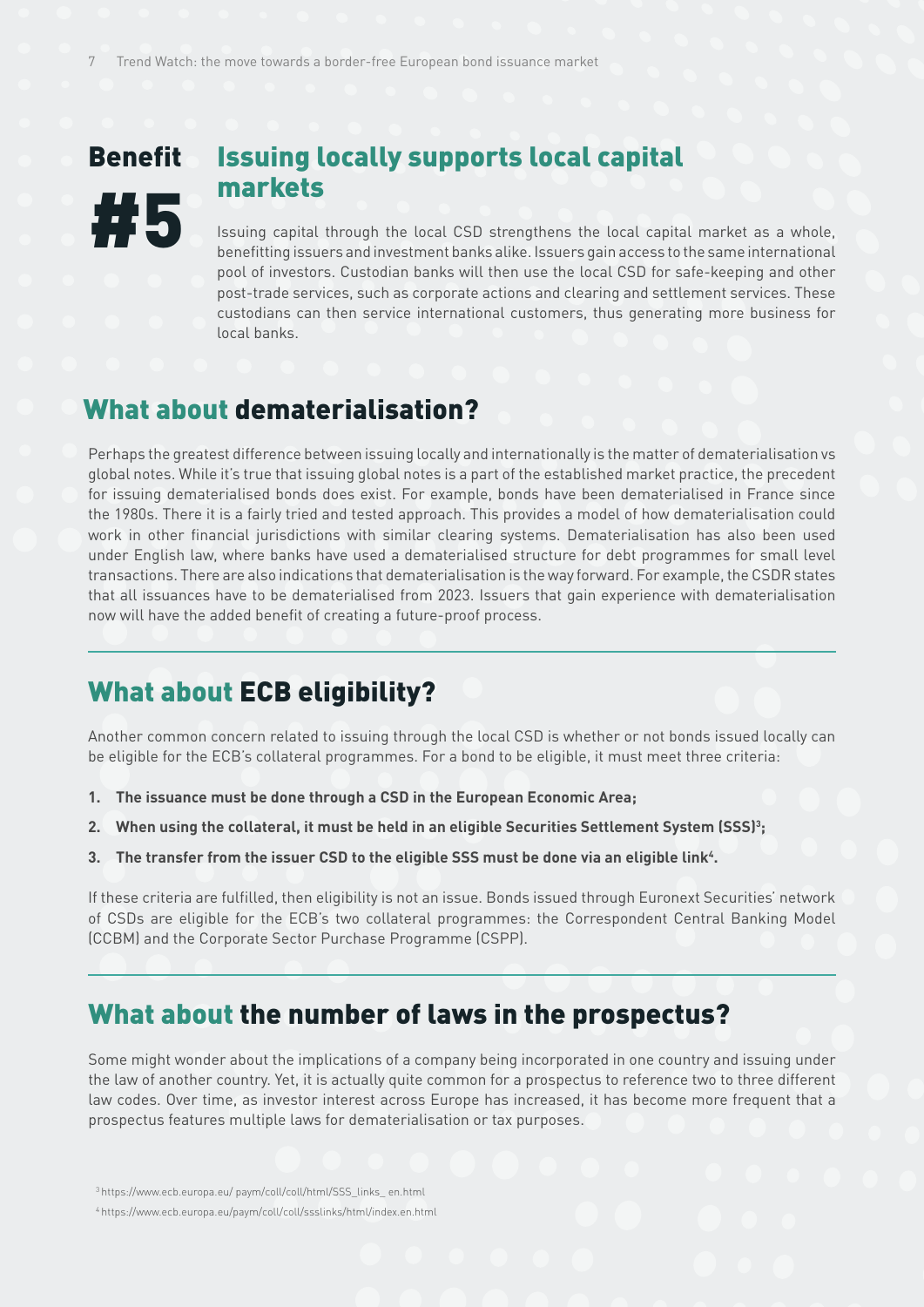## Benefit #5 Issuing locally supports local capital markets

Issuing capital through the local CSD strengthens the local capital market as a whole, benefitting issuers and investment banks alike. Issuers gain access to the same international pool of investors. Custodian banks will then use the local CSD for safe-keeping and other post-trade services, such as corporate actions and clearing and settlement services. These custodians can then service international customers, thus generating more business for local banks.

## What about dematerialisation?

Perhaps the greatest difference between issuing locally and internationally is the matter of dematerialisation vs global notes. While it's true that issuing global notes is a part of the established market practice, the precedent for issuing dematerialised bonds does exist. For example, bonds have been dematerialised in France since the 1980s. There it is a fairly tried and tested approach. This provides a model of how dematerialisation could work in other financial jurisdictions with similar clearing systems. Dematerialisation has also been used under English law, where banks have used a dematerialised structure for debt programmes for small level transactions. There are also indications that dematerialisation is the way forward. For example, the CSDR states that all issuances have to be dematerialised from 2023. Issuers that gain experience with dematerialisation now will have the added benefit of creating a future-proof process.

## What about ECB eligibility?

Another common concern related to issuing through the local CSD is whether or not bonds issued locally can be eligible for the ECB's collateral programmes. For a bond to be eligible, it must meet three criteria:

1. **The issuance must be done through a CSD in the European Economic Area;**
2. **When using the collateral, it must be held in an eligible Securities Settlement System (SSS)[3];**
3. **The transfer from the issuer CSD to the eligible SSS must be done via an eligible link[4].**

If these criteria are fulfilled, then eligibility is not an issue. Bonds issued through Euronext Securities' network of CSDs are eligible for the ECB's two collateral programmes: the Correspondent Central Banking Model (CCBM) and the Corporate Sector Purchase Programme (CSPP).

## What about the number of laws in the prospectus?

Some might wonder about the implications of a company being incorporated in one country and issuing under the law of another country. Yet, it is actually quite common for a prospectus to reference two to three different law codes. Over time, as investor interest across Europe has increased, it has become more frequent that a prospectus features multiple laws for dematerialisation or tax purposes.

[3] https://www.ecb.europa.eu/ paym/coll/coll/html/SSS_links_ en.html

[4] https://www.ecb.europa.eu/paym/coll/coll/ssslinks/html/index.en.html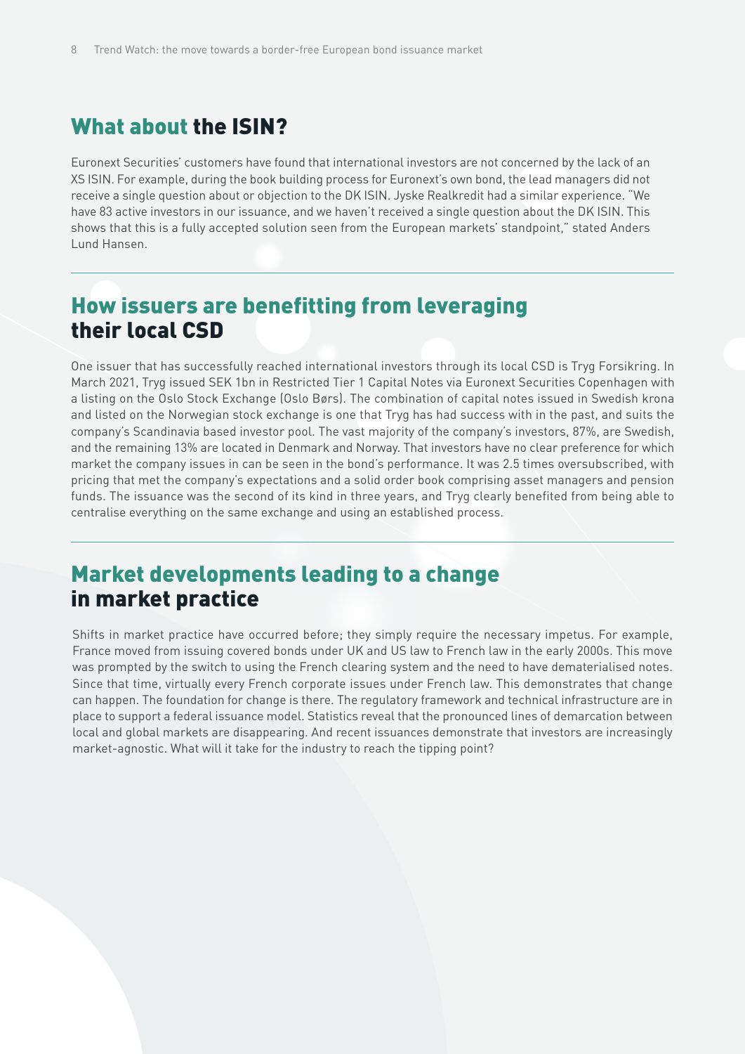## What about the ISIN?

Euronext Securities' customers have found that international investors are not concerned by the lack of an XS ISIN. For example, during the book building process for Euronext's own bond, the lead managers did not receive a single question about or objection to the DK ISIN. Jyske Realkredit had a similar experience. "We have 83 active investors in our issuance, and we haven't received a single question about the DK ISIN. This shows that this is a fully accepted solution seen from the European markets' standpoint," stated Anders Lund Hansen.

## How issuers are benefitting from leveraging their local CSD

One issuer that has successfully reached international investors through its local CSD is Tryg Forsikring. In March 2021, Tryg issued SEK 1bn in Restricted Tier 1 Capital Notes via Euronext Securities Copenhagen with a listing on the Oslo Stock Exchange (Oslo Børs). The combination of capital notes issued in Swedish krona and listed on the Norwegian stock exchange is one that Tryg has had success with in the past, and suits the company's Scandinavia based investor pool. The vast majority of the company's investors, 87%, are Swedish, and the remaining 13% are located in Denmark and Norway. That investors have no clear preference for which market the company issues in can be seen in the bond's performance. It was 2.5 times oversubscribed, with pricing that met the company's expectations and a solid order book comprising asset managers and pension funds. The issuance was the second of its kind in three years, and Tryg clearly benefited from being able to centralise everything on the same exchange and using an established process.

## Market developments leading to a change in market practice

Shifts in market practice have occurred before; they simply require the necessary impetus. For example, France moved from issuing covered bonds under UK and US law to French law in the early 2000s. This move was prompted by the switch to using the French clearing system and the need to have dematerialised notes. Since that time, virtually every French corporate issues under French law. This demonstrates that change can happen. The foundation for change is there. The regulatory framework and technical infrastructure are in place to support a federal issuance model. Statistics reveal that the pronounced lines of demarcation between local and global markets are disappearing. And recent issuances demonstrate that investors are increasingly market-agnostic. What will it take for the industry to reach the tipping point?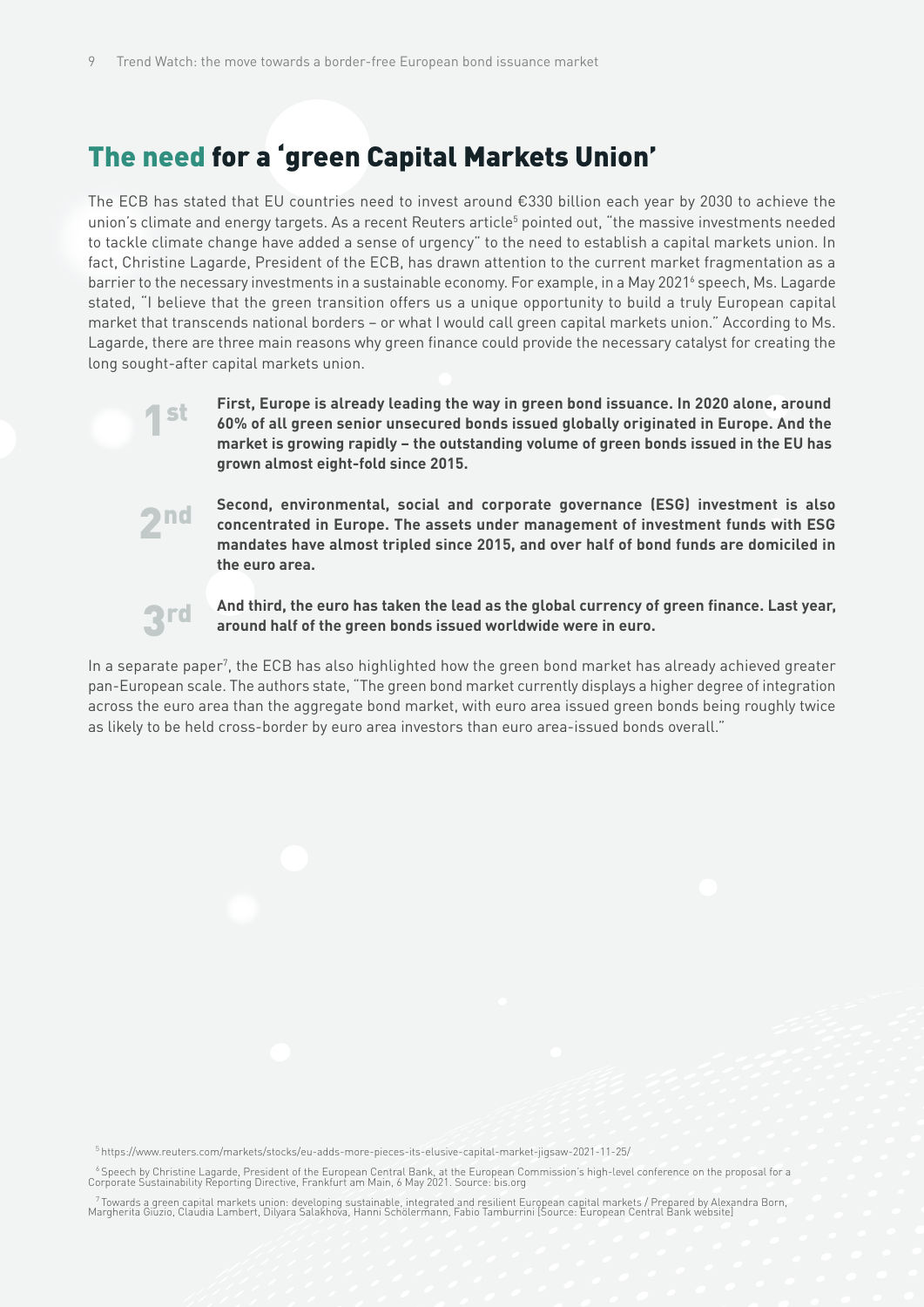## The need for a ‘green Capital Markets Union’

The ECB has stated that EU countries need to invest around €330 billion each year by 2030 to achieve the union's climate and energy targets. As a recent Reuters article[5] pointed out, "the massive investments needed to tackle climate change have added a sense of urgency" to the need to establish a capital markets union. In fact, Christine Lagarde, President of the ECB, has drawn attention to the current market fragmentation as a barrier to the necessary investments in a sustainable economy. For example, in a May 2021[6] speech, Ms. Lagarde stated, "I believe that the green transition offers us a unique opportunity to build a truly European capital market that transcends national borders – or what I would call green capital markets union." According to Ms. Lagarde, there are three main reasons why green finance could provide the necessary catalyst for creating the long sought-after capital markets union.

1st **First, Europe is already leading the way in green bond issuance. In 2020 alone, around 60% of all green senior unsecured bonds issued globally originated in Europe. And the market is growing rapidly – the outstanding volume of green bonds issued in the EU has grown almost eight-fold since 2015.**

2nd **Second, environmental, social and corporate governance (ESG) investment is also concentrated in Europe. The assets under management of investment funds with ESG mandates have almost tripled since 2015, and over half of bond funds are domiciled in the euro area.**

3rd **And third, the euro has taken the lead as the global currency of green finance. Last year, around half of the green bonds issued worldwide were in euro.**

In a separate paper[7], the ECB has also highlighted how the green bond market has already achieved greater pan-European scale. The authors state, "The green bond market currently displays a higher degree of integration across the euro area than the aggregate bond market, with euro area issued green bonds being roughly twice as likely to be held cross-border by euro area investors than euro area-issued bonds overall."

[5] https://www.reuters.com/markets/stocks/eu-adds-more-pieces-its-elusive-capital-market-jigsaw-2021-11-25/

[6] Speech by Christine Lagarde, President of the European Central Bank, at the European Commission's high-level conference on the proposal for a Corporate Sustainability Reporting Directive, Frankfurt am Main, 6 May 2021. Source: bis.org

[7] Towards a green capital markets union: developing sustainable, integrated and resilient European capital markets / Prepared by Alexandra Born, Margherita Giuzio, Claudia Lambert, Dilyara Salakhova, Hanni Schölermann, Fabio Tamburrini (Source: European Central Bank website)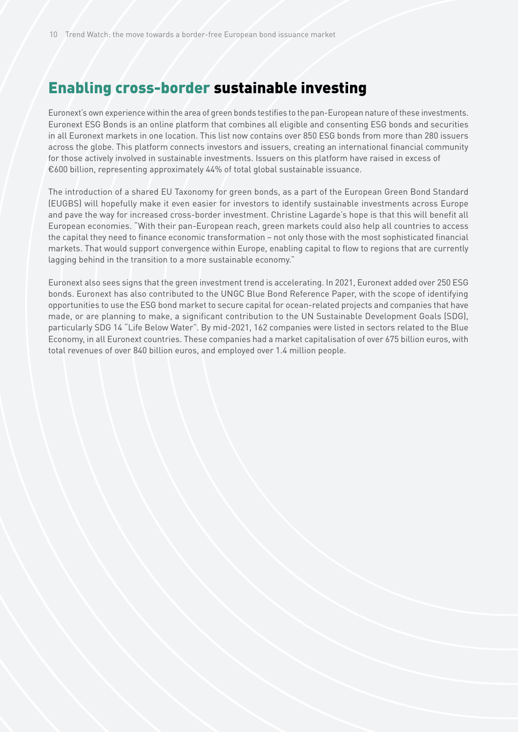# Enabling cross-border sustainable investing

Euronext's own experience within the area of green bonds testifies to the pan-European nature of these investments. Euronext ESG Bonds is an online platform that combines all eligible and consenting ESG bonds and securities in all Euronext markets in one location. This list now contains over 850 ESG bonds from more than 280 issuers across the globe. This platform connects investors and issuers, creating an international financial community for those actively involved in sustainable investments. Issuers on this platform have raised in excess of €600 billion, representing approximately 44% of total global sustainable issuance.

The introduction of a shared EU Taxonomy for green bonds, as a part of the European Green Bond Standard (EUGBS) will hopefully make it even easier for investors to identify sustainable investments across Europe and pave the way for increased cross-border investment. Christine Lagarde's hope is that this will benefit all European economies. "With their pan-European reach, green markets could also help all countries to access the capital they need to finance economic transformation – not only those with the most sophisticated financial markets. That would support convergence within Europe, enabling capital to flow to regions that are currently lagging behind in the transition to a more sustainable economy."

Euronext also sees signs that the green investment trend is accelerating. In 2021, Euronext added over 250 ESG bonds. Euronext has also contributed to the UNGC Blue Bond Reference Paper, with the scope of identifying opportunities to use the ESG bond market to secure capital for ocean-related projects and companies that have made, or are planning to make, a significant contribution to the UN Sustainable Development Goals (SDG), particularly SDG 14 "Life Below Water". By mid-2021, 162 companies were listed in sectors related to the Blue Economy, in all Euronext countries. These companies had a market capitalisation of over 675 billion euros, with total revenues of over 840 billion euros, and employed over 1.4 million people.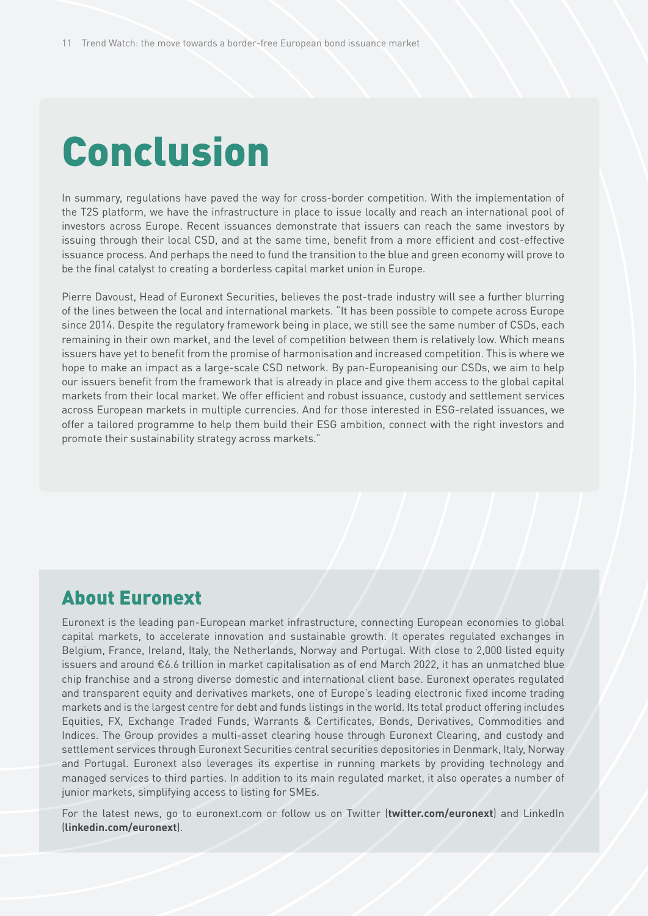# Conclusion

In summary, regulations have paved the way for cross-border competition. With the implementation of the T2S platform, we have the infrastructure in place to issue locally and reach an international pool of investors across Europe. Recent issuances demonstrate that issuers can reach the same investors by issuing through their local CSD, and at the same time, benefit from a more efficient and cost-effective issuance process. And perhaps the need to fund the transition to the blue and green economy will prove to be the final catalyst to creating a borderless capital market union in Europe.

Pierre Davoust, Head of Euronext Securities, believes the post-trade industry will see a further blurring of the lines between the local and international markets. "It has been possible to compete across Europe since 2014. Despite the regulatory framework being in place, we still see the same number of CSDs, each remaining in their own market, and the level of competition between them is relatively low. Which means issuers have yet to benefit from the promise of harmonisation and increased competition. This is where we hope to make an impact as a large-scale CSD network. By pan-Europeanising our CSDs, we aim to help our issuers benefit from the framework that is already in place and give them access to the global capital markets from their local market. We offer efficient and robust issuance, custody and settlement services across European markets in multiple currencies. And for those interested in ESG-related issuances, we offer a tailored programme to help them build their ESG ambition, connect with the right investors and promote their sustainability strategy across markets."

## About Euronext

Euronext is the leading pan-European market infrastructure, connecting European economies to global capital markets, to accelerate innovation and sustainable growth. It operates regulated exchanges in Belgium, France, Ireland, Italy, the Netherlands, Norway and Portugal. With close to 2,000 listed equity issuers and around €6.6 trillion in market capitalisation as of end March 2022, it has an unmatched blue chip franchise and a strong diverse domestic and international client base. Euronext operates regulated and transparent equity and derivatives markets, one of Europe's leading electronic fixed income trading markets and is the largest centre for debt and funds listings in the world. Its total product offering includes Equities, FX, Exchange Traded Funds, Warrants & Certificates, Bonds, Derivatives, Commodities and Indices. The Group provides a multi-asset clearing house through Euronext Clearing, and custody and settlement services through Euronext Securities central securities depositories in Denmark, Italy, Norway and Portugal. Euronext also leverages its expertise in running markets by providing technology and managed services to third parties. In addition to its main regulated market, it also operates a number of junior markets, simplifying access to listing for SMEs.

For the latest news, go to euronext.com or follow us on Twitter (**twitter.com/euronext**) and LinkedIn (**linkedin.com/euronext**).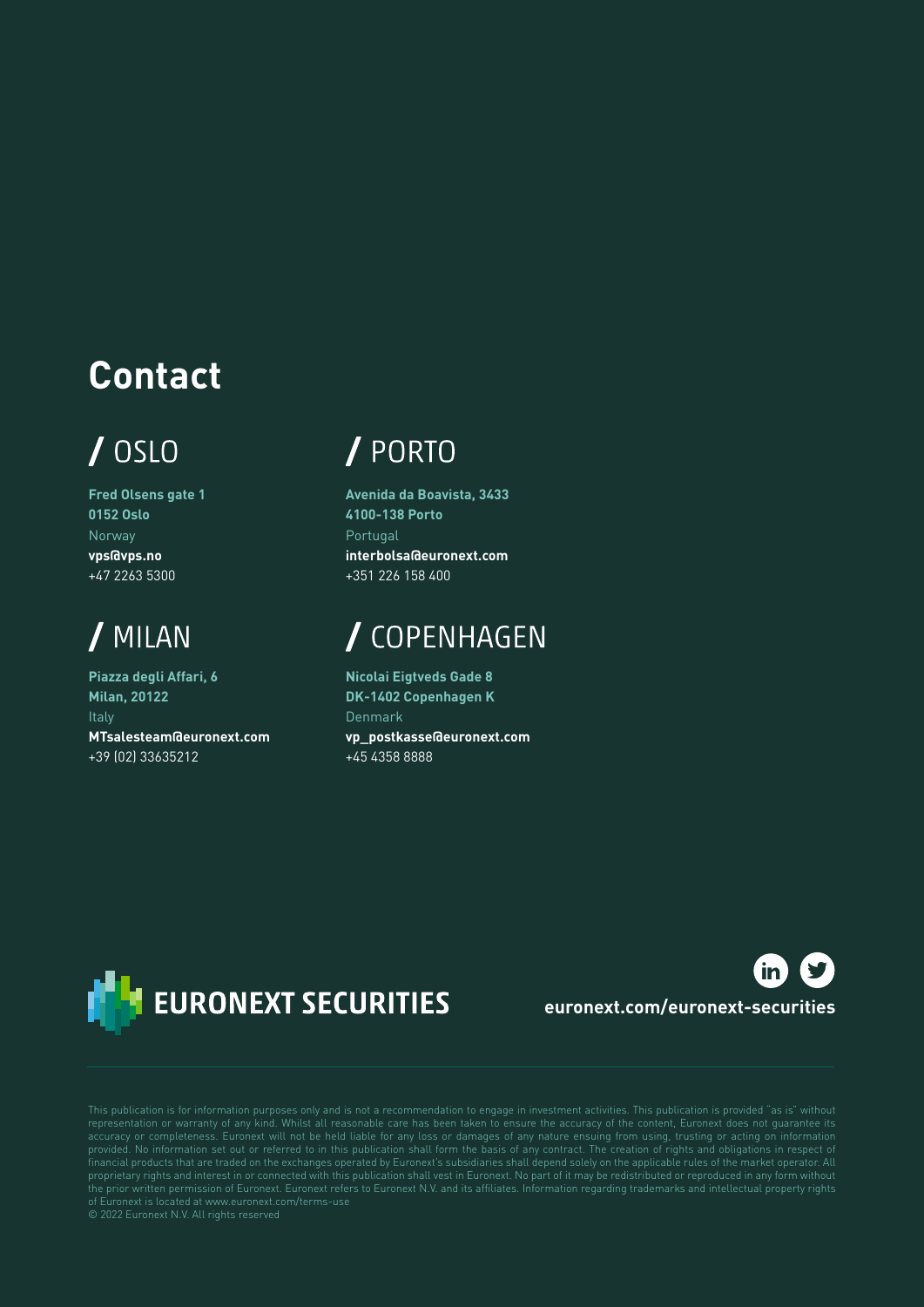# Contact

## / OSLO

**Fred Olsens gate 1**
**0152 Oslo**
Norway
**vps@vps.no**
+47 2263 5300

## / PORTO

**Avenida da Boavista, 3433**
**4100-138 Porto**
Portugal
**interbolsa@euronext.com**
+351 226 158 400

## / MILAN

**Piazza degli Affari, 6**
**Milan, 20122**
Italy
**MTsalesteam@euronext.com**
+39 (02) 33635212

## / COPENHAGEN

**Nicolai Eigtveds Gade 8**
**DK-1402 Copenhagen K**
Denmark
**vp_postkasse@euronext.com**
+45 4358 8888

**EURONEXT SECURITIES**

**euronext.com/euronext-securities**

This publication is for information purposes only and is not a recommendation to engage in investment activities. This publication is provided "as is" without representation or warranty of any kind. Whilst all reasonable care has been taken to ensure the accuracy of the content, Euronext does not guarantee its accuracy or completeness. Euronext will not be held liable for any loss or damages of any nature ensuing from using, trusting or acting on information provided. No information set out or referred to in this publication shall form the basis of any contract. The creation of rights and obligations in respect of financial products that are traded on the exchanges operated by Euronext's subsidiaries shall depend solely on the applicable rules of the market operator. All proprietary rights and interest in or connected with this publication shall vest in Euronext. No part of it may be redistributed or reproduced in any form without the prior written permission of Euronext. Euronext refers to Euronext N.V. and its affiliates. Information regarding trademarks and intellectual property rights of Euronext is located at www.euronext.com/terms-use
© 2022 Euronext N.V. All rights reserved